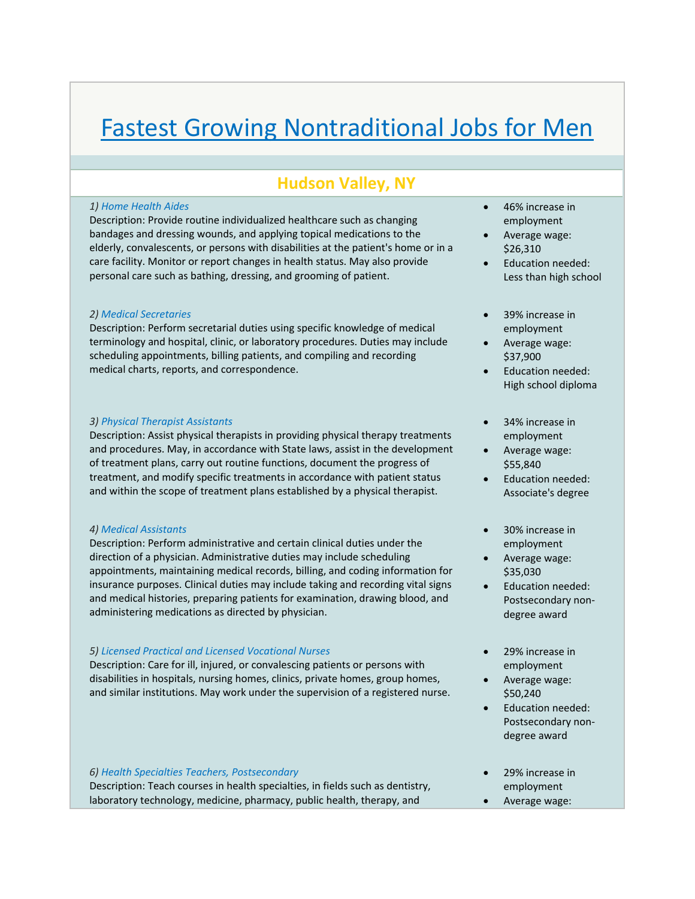# Fastest Growing Nontraditional Jobs for Men

## Hudson Valley, NY

*1) Home Health Aides*
Description: Provide routine individualized healthcare such as changing bandages and dressing wounds, and applying topical medications to the elderly, convalescents, or persons with disabilities at the patient's home or in a care facility. Monitor or report changes in health status. May also provide personal care such as bathing, dressing, and grooming of patient.

- 46% increase in employment
- Average wage: $26,310
- Education needed: Less than high school

*2) Medical Secretaries*
Description: Perform secretarial duties using specific knowledge of medical terminology and hospital, clinic, or laboratory procedures. Duties may include scheduling appointments, billing patients, and compiling and recording medical charts, reports, and correspondence.

- 39% increase in employment
- Average wage: $37,900
- Education needed: High school diploma

*3) Physical Therapist Assistants*
Description: Assist physical therapists in providing physical therapy treatments and procedures. May, in accordance with State laws, assist in the development of treatment plans, carry out routine functions, document the progress of treatment, and modify specific treatments in accordance with patient status and within the scope of treatment plans established by a physical therapist.

- 34% increase in employment
- Average wage: $55,840
- Education needed: Associate's degree

*4) Medical Assistants*
Description: Perform administrative and certain clinical duties under the direction of a physician. Administrative duties may include scheduling appointments, maintaining medical records, billing, and coding information for insurance purposes. Clinical duties may include taking and recording vital signs and medical histories, preparing patients for examination, drawing blood, and administering medications as directed by physician.

- 30% increase in employment
- Average wage: $35,030
- Education needed: Postsecondary non-degree award

*5) Licensed Practical and Licensed Vocational Nurses*
Description: Care for ill, injured, or convalescing patients or persons with disabilities in hospitals, nursing homes, clinics, private homes, group homes, and similar institutions. May work under the supervision of a registered nurse.

- 29% increase in employment
- Average wage: $50,240
- Education needed: Postsecondary non-degree award

*6) Health Specialties Teachers, Postsecondary*
Description: Teach courses in health specialties, in fields such as dentistry, laboratory technology, medicine, pharmacy, public health, therapy, and

- 29% increase in employment
- Average wage: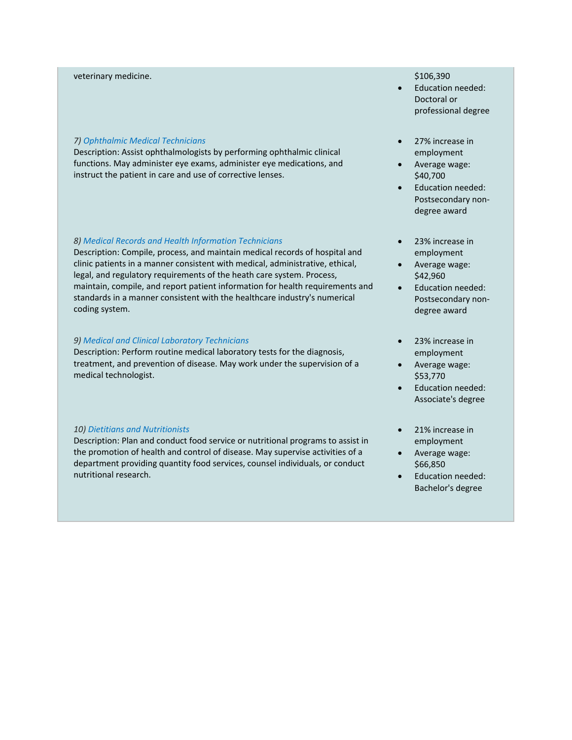veterinary medicine.

- $106,390
- Education needed: Doctoral or professional degree

7) *Ophthalmic Medical Technicians*
Description: Assist ophthalmologists by performing ophthalmic clinical functions. May administer eye exams, administer eye medications, and instruct the patient in care and use of corrective lenses.

- 27% increase in employment
- Average wage: $40,700
- Education needed: Postsecondary non-degree award

8) *Medical Records and Health Information Technicians*
Description: Compile, process, and maintain medical records of hospital and clinic patients in a manner consistent with medical, administrative, ethical, legal, and regulatory requirements of the heath care system. Process, maintain, compile, and report patient information for health requirements and standards in a manner consistent with the healthcare industry's numerical coding system.

- 23% increase in employment
- Average wage: $42,960
- Education needed: Postsecondary non-degree award

9) *Medical and Clinical Laboratory Technicians*
Description: Perform routine medical laboratory tests for the diagnosis, treatment, and prevention of disease. May work under the supervision of a medical technologist.

- 23% increase in employment
- Average wage: $53,770
- Education needed: Associate's degree

10) *Dietitians and Nutritionists*
Description: Plan and conduct food service or nutritional programs to assist in the promotion of health and control of disease. May supervise activities of a department providing quantity food services, counsel individuals, or conduct nutritional research.

- 21% increase in employment
- Average wage: $66,850
- Education needed: Bachelor's degree